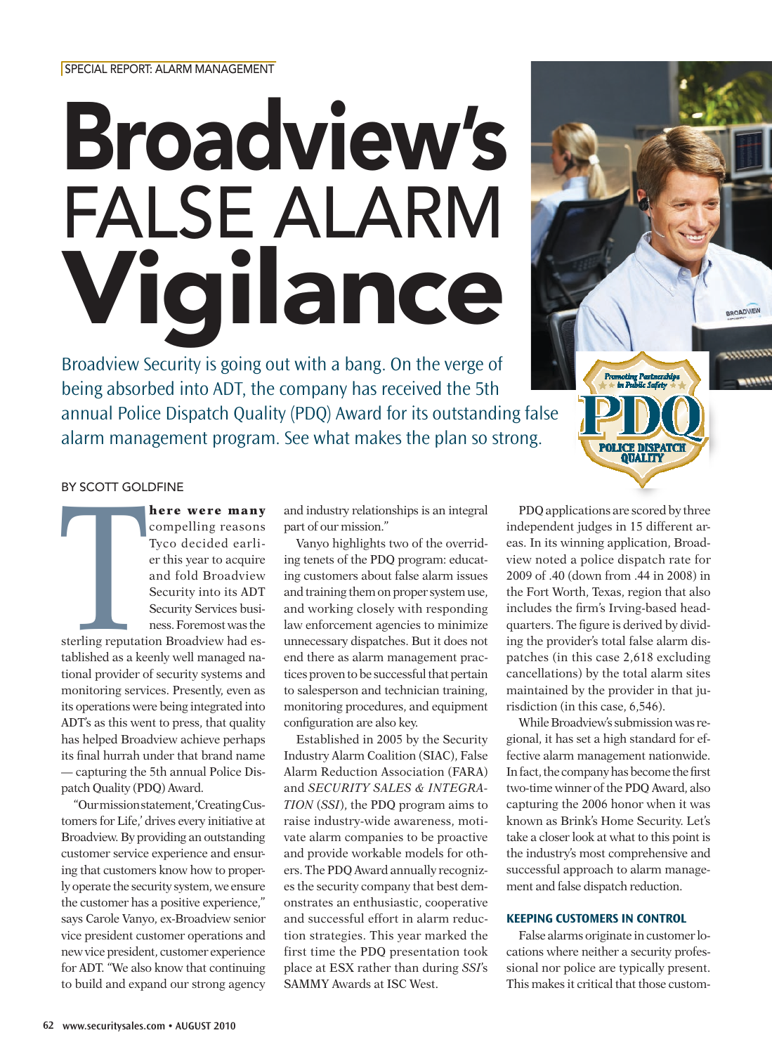SPECIAL REPORT: ALARM MANAGEMENT

# Broadview's FALSE ALARM Vigilance

Broadview Security is going out with a bang. On the verge of being absorbed into ADT, the company has received the 5th annual Police Dispatch Quality (PDQ) Award for its outstanding false alarm management program. See what makes the plan so strong.

BY SCOTT GOLDFINE

**There were many** compelling reasons Tyco decided earlier this year to acquire and fold Broadview Security into its ADT Security Services business. Foremost was the sterling reputation Broadview had established as a keenly well managed national provider of security systems and monitoring services. Presently, even as its operations were being integrated into ADT's as this went to press, that quality has helped Broadview achieve perhaps its final hurrah under that brand name — capturing the 5th annual Police Dispatch Quality (PDQ) Award.

"Our mission statement, 'Creating Customers for Life,' drives every initiative at Broadview. By providing an outstanding customer service experience and ensuring that customers know how to properly operate the security system, we ensure the customer has a positive experience," says Carole Vanyo, ex-Broadview senior vice president customer operations and new vice president, customer experience for ADT. "We also know that continuing to build and expand our strong agency and industry relationships is an integral part of our mission."

Vanyo highlights two of the overriding tenets of the PDQ program: educating customers about false alarm issues and training them on proper system use, and working closely with responding law enforcement agencies to minimize unnecessary dispatches. But it does not end there as alarm management practices proven to be successful that pertain to salesperson and technician training, monitoring procedures, and equipment configuration are also key.

Established in 2005 by the Security Industry Alarm Coalition (SIAC), False Alarm Reduction Association (FARA) and *SECURITY SALES & INTEGRATION* (*SSI*), the PDQ program aims to raise industry-wide awareness, motivate alarm companies to be proactive and provide workable models for others. The PDQ Award annually recognizes the security company that best demonstrates an enthusiastic, cooperative and successful effort in alarm reduction strategies. This year marked the first time the PDQ presentation took place at ESX rather than during *SSI*'s SAMMY Awards at ISC West.

PDQ applications are scored by three independent judges in 15 different areas. In its winning application, Broadview noted a police dispatch rate for 2009 of .40 (down from .44 in 2008) in the Fort Worth, Texas, region that also includes the firm's Irving-based headquarters. The figure is derived by dividing the provider's total false alarm dispatches (in this case 2,618 excluding cancellations) by the total alarm sites maintained by the provider in that jurisdiction (in this case, 6,546).

While Broadview's submission was regional, it has set a high standard for effective alarm management nationwide. In fact, the company has become the first two-time winner of the PDQ Award, also capturing the 2006 honor when it was known as Brink's Home Security. Let's take a closer look at what to this point is the industry's most comprehensive and successful approach to alarm management and false dispatch reduction.

## KEEPING CUSTOMERS IN CONTROL

False alarms originate in customer locations where neither a security professional nor police are typically present. This makes it critical that those custom-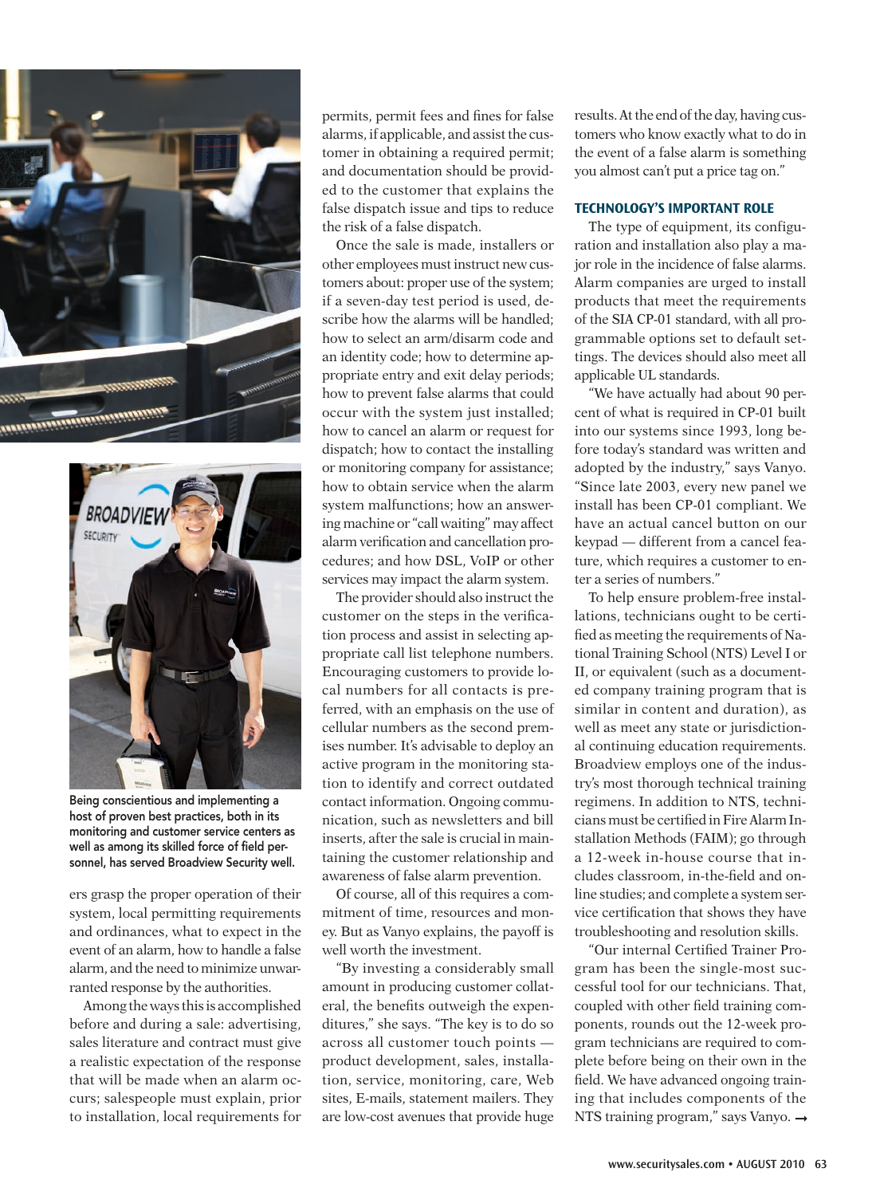Being conscientious and implementing a host of proven best practices, both in its monitoring and customer service centers as well as among its skilled force of field personnel, has served Broadview Security well.

ers grasp the proper operation of their system, local permitting requirements and ordinances, what to expect in the event of an alarm, how to handle a false alarm, and the need to minimize unwarranted response by the authorities.

Among the ways this is accomplished before and during a sale: advertising, sales literature and contract must give a realistic expectation of the response that will be made when an alarm occurs; salespeople must explain, prior to installation, local requirements for permits, permit fees and fines for false alarms, if applicable, and assist the customer in obtaining a required permit; and documentation should be provided to the customer that explains the false dispatch issue and tips to reduce the risk of a false dispatch.

Once the sale is made, installers or other employees must instruct new customers about: proper use of the system; if a seven-day test period is used, describe how the alarms will be handled; how to select an arm/disarm code and an identity code; how to determine appropriate entry and exit delay periods; how to prevent false alarms that could occur with the system just installed; how to cancel an alarm or request for dispatch; how to contact the installing or monitoring company for assistance; how to obtain service when the alarm system malfunctions; how an answering machine or "call waiting" may affect alarm verification and cancellation procedures; and how DSL, VoIP or other services may impact the alarm system.

The provider should also instruct the customer on the steps in the verification process and assist in selecting appropriate call list telephone numbers. Encouraging customers to provide local numbers for all contacts is preferred, with an emphasis on the use of cellular numbers as the second premises number. It's advisable to deploy an active program in the monitoring station to identify and correct outdated contact information. Ongoing communication, such as newsletters and bill inserts, after the sale is crucial in maintaining the customer relationship and awareness of false alarm prevention.

Of course, all of this requires a commitment of time, resources and money. But as Vanyo explains, the payoff is well worth the investment.

"By investing a considerably small amount in producing customer collateral, the benefits outweigh the expenditures," she says. "The key is to do so across all customer touch points — product development, sales, installation, service, monitoring, care, Web sites, E-mails, statement mailers. They are low-cost avenues that provide huge results. At the end of the day, having customers who know exactly what to do in the event of a false alarm is something you almost can't put a price tag on."

## TECHNOLOGY'S IMPORTANT ROLE

The type of equipment, its configuration and installation also play a major role in the incidence of false alarms. Alarm companies are urged to install products that meet the requirements of the SIA CP-01 standard, with all programmable options set to default settings. The devices should also meet all applicable UL standards.

"We have actually had about 90 percent of what is required in CP-01 built into our systems since 1993, long before today's standard was written and adopted by the industry," says Vanyo. "Since late 2003, every new panel we install has been CP-01 compliant. We have an actual cancel button on our keypad — different from a cancel feature, which requires a customer to enter a series of numbers."

To help ensure problem-free installations, technicians ought to be certified as meeting the requirements of National Training School (NTS) Level I or II, or equivalent (such as a documented company training program that is similar in content and duration), as well as meet any state or jurisdictional continuing education requirements. Broadview employs one of the industry's most thorough technical training regimens. In addition to NTS, technicians must be certified in Fire Alarm Installation Methods (FAIM); go through a 12-week in-house course that includes classroom, in-the-field and online studies; and complete a system service certification that shows they have troubleshooting and resolution skills.

"Our internal Certified Trainer Program has been the single-most successful tool for our technicians. That, coupled with other field training components, rounds out the 12-week program technicians are required to complete before being on their own in the field. We have advanced ongoing training that includes components of the NTS training program," says Vanyo. →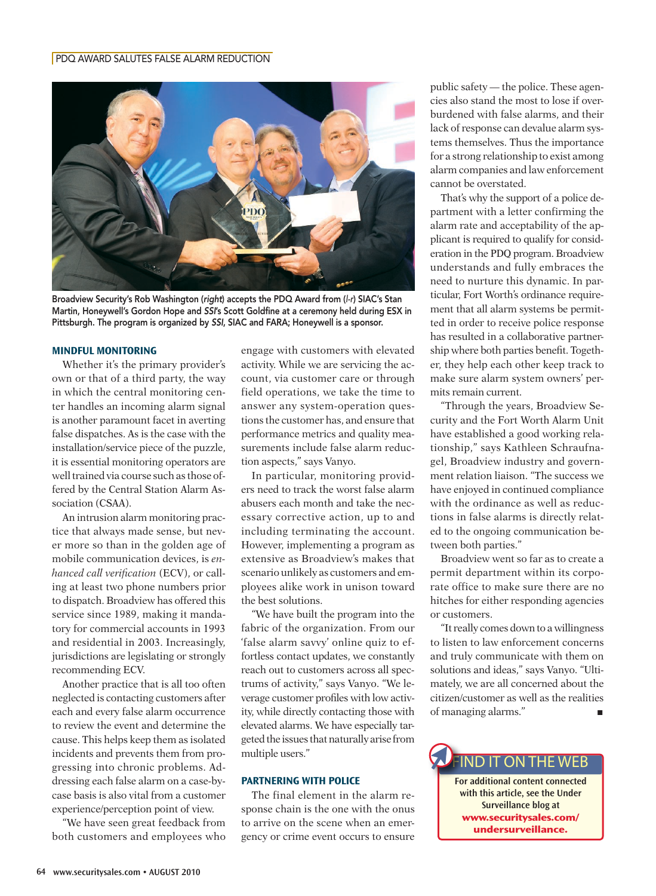Broadview Security's Rob Washington (*right*) accepts the PDQ Award from (*l-r*) SIAC's Stan Martin, Honeywell's Gordon Hope and *SSI*'s Scott Goldfine at a ceremony held during ESX in Pittsburgh. The program is organized by *SSI*, SIAC and FARA; Honeywell is a sponsor.

## MINDFUL MONITORING

Whether it's the primary provider's own or that of a third party, the way in which the central monitoring center handles an incoming alarm signal is another paramount facet in averting false dispatches. As is the case with the installation/service piece of the puzzle, it is essential monitoring operators are well trained via course such as those offered by the Central Station Alarm Association (CSAA).

An intrusion alarm monitoring practice that always made sense, but never more so than in the golden age of mobile communication devices, is *enhanced call verification* (ECV), or calling at least two phone numbers prior to dispatch. Broadview has offered this service since 1989, making it mandatory for commercial accounts in 1993 and residential in 2003. Increasingly, jurisdictions are legislating or strongly recommending ECV.

Another practice that is all too often neglected is contacting customers after each and every false alarm occurrence to review the event and determine the cause. This helps keep them as isolated incidents and prevents them from progressing into chronic problems. Addressing each false alarm on a case-by-case basis is also vital from a customer experience/perception point of view.

"We have seen great feedback from both customers and employees who engage with customers with elevated activity. While we are servicing the account, via customer care or through field operations, we take the time to answer any system-operation questions the customer has, and ensure that performance metrics and quality measurements include false alarm reduction aspects," says Vanyo.

In particular, monitoring providers need to track the worst false alarm abusers each month and take the necessary corrective action, up to and including terminating the account. However, implementing a program as extensive as Broadview's makes that scenario unlikely as customers and employees alike work in unison toward the best solutions.

"We have built the program into the fabric of the organization. From our 'false alarm savvy' online quiz to effortless contact updates, we constantly reach out to customers across all spectrums of activity," says Vanyo. "We leverage customer profiles with low activity, while directly contacting those with elevated alarms. We have especially targeted the issues that naturally arise from multiple users."

## PARTNERING WITH POLICE

The final element in the alarm response chain is the one with the onus to arrive on the scene when an emergency or crime event occurs to ensure public safety — the police. These agencies also stand the most to lose if overburdened with false alarms, and their lack of response can devalue alarm systems themselves. Thus the importance for a strong relationship to exist among alarm companies and law enforcement cannot be overstated.

That's why the support of a police department with a letter confirming the alarm rate and acceptability of the applicant is required to qualify for consideration in the PDQ program. Broadview understands and fully embraces the need to nurture this dynamic. In particular, Fort Worth's ordinance requirement that all alarm systems be permitted in order to receive police response has resulted in a collaborative partnership where both parties benefit. Together, they help each other keep track to make sure alarm system owners' permits remain current.

"Through the years, Broadview Security and the Fort Worth Alarm Unit have established a good working relationship," says Kathleen Schraufnagel, Broadview industry and government relation liaison. "The success we have enjoyed in continued compliance with the ordinance as well as reductions in false alarms is directly related to the ongoing communication between both parties."

Broadview went so far as to create a permit department within its corporate office to make sure there are no hitches for either responding agencies or customers.

"It really comes down to a willingness to listen to law enforcement concerns and truly communicate with them on solutions and ideas," says Vanyo. "Ultimately, we are all concerned about the citizen/customer as well as the realities of managing alarms." ■

**FIND IT ON THE WEB**

**For additional content connected with this article, see the Under Surveillance blog at www.securitysales.com/undersurveillance.**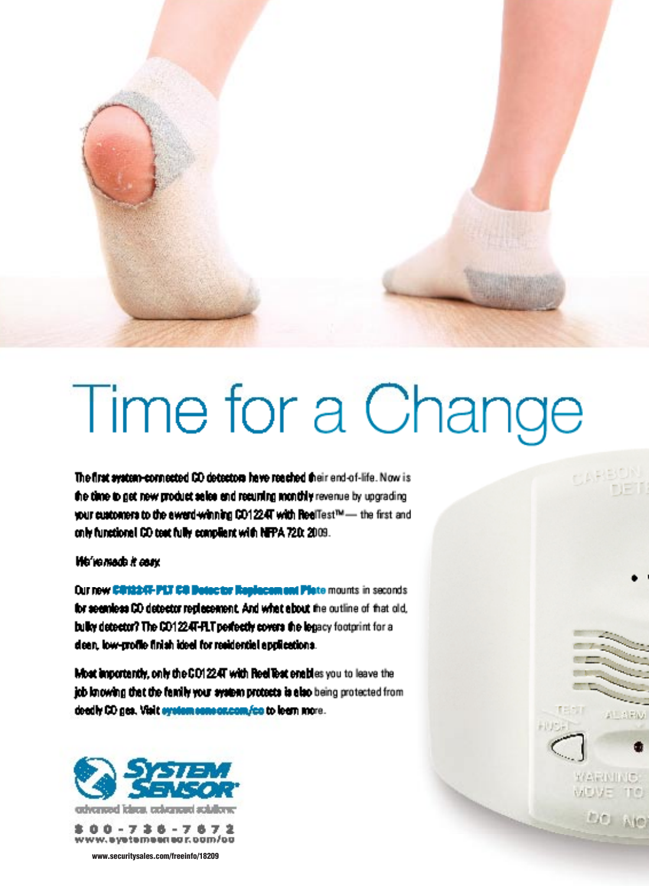# Time for a Change

The first system-connected CO detectors have reached their end-of-life. Now is the time to get new product sales and recurring monthly revenue by upgrading your customers to the award-winning CO1224T with RealTest™— the first and only functional CO test fully compliant with NFPA 720: 2009.

*We've made it easy.*

Our new **CO1224T-PLT CO Detector Replacement Plate** mounts in seconds for seamless CO detector replacement. And what about the outline of that old, bulky detector? The CO1224T-PLT perfectly covers the legacy footprint for a clean, low-profile finish ideal for residential applications.

Most importantly, only the CO1224T with RealTest enables you to leave the job knowing that the family your system protects is also being protected from deadly CO gas. Visit systemsensor.com/co to learn more.

SYSTEM SENSOR

advanced ideas. advanced solutions.

800-736-7672

www.systemsensor.com/co

www.securitysales.com/freeinfo/18209